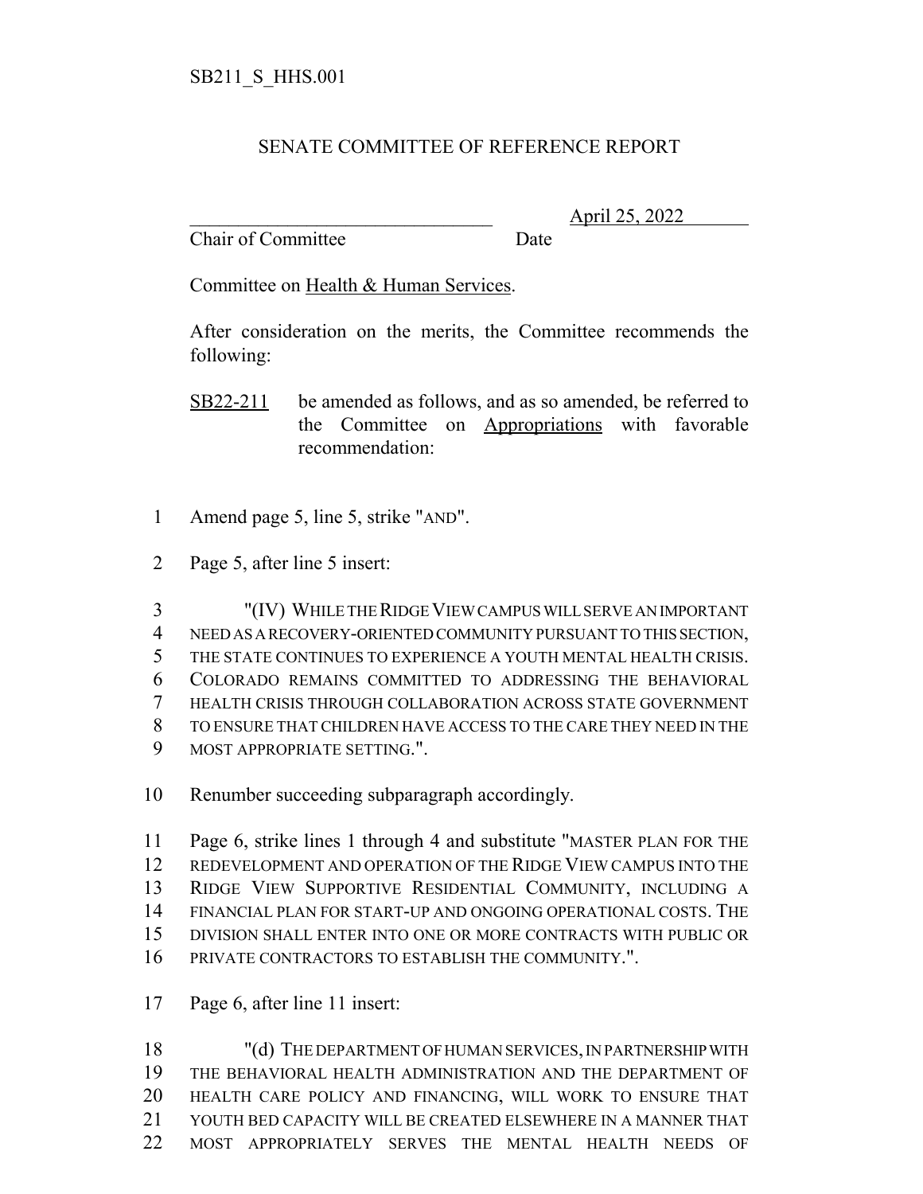SB211_S_HHS.001

# SENATE COMMITTEE OF REFERENCE REPORT

________________________________ April 25, 2022

Chair of Committee Date

Committee on Health & Human Services.

After consideration on the merits, the Committee recommends the following:

SB22-211 be amended as follows, and as so amended, be referred to the Committee on Appropriations with favorable recommendation:

1 Amend page 5, line 5, strike "AND".

2 Page 5, after line 5 insert:

3 "(IV) WHILE THE RIDGE VIEW CAMPUS WILL SERVE AN IMPORTANT
4 NEED AS A RECOVERY-ORIENTED COMMUNITY PURSUANT TO THIS SECTION,
5 THE STATE CONTINUES TO EXPERIENCE A YOUTH MENTAL HEALTH CRISIS.
6 COLORADO REMAINS COMMITTED TO ADDRESSING THE BEHAVIORAL
7 HEALTH CRISIS THROUGH COLLABORATION ACROSS STATE GOVERNMENT
8 TO ENSURE THAT CHILDREN HAVE ACCESS TO THE CARE THEY NEED IN THE
9 MOST APPROPRIATE SETTING.".

10 Renumber succeeding subparagraph accordingly.

11 Page 6, strike lines 1 through 4 and substitute "MASTER PLAN FOR THE
12 REDEVELOPMENT AND OPERATION OF THE RIDGE VIEW CAMPUS INTO THE
13 RIDGE VIEW SUPPORTIVE RESIDENTIAL COMMUNITY, INCLUDING A
14 FINANCIAL PLAN FOR START-UP AND ONGOING OPERATIONAL COSTS. THE
15 DIVISION SHALL ENTER INTO ONE OR MORE CONTRACTS WITH PUBLIC OR
16 PRIVATE CONTRACTORS TO ESTABLISH THE COMMUNITY.".

17 Page 6, after line 11 insert:

18 "(d) THE DEPARTMENT OF HUMAN SERVICES, IN PARTNERSHIP WITH
19 THE BEHAVIORAL HEALTH ADMINISTRATION AND THE DEPARTMENT OF
20 HEALTH CARE POLICY AND FINANCING, WILL WORK TO ENSURE THAT
21 YOUTH BED CAPACITY WILL BE CREATED ELSEWHERE IN A MANNER THAT
22 MOST APPROPRIATELY SERVES THE MENTAL HEALTH NEEDS OF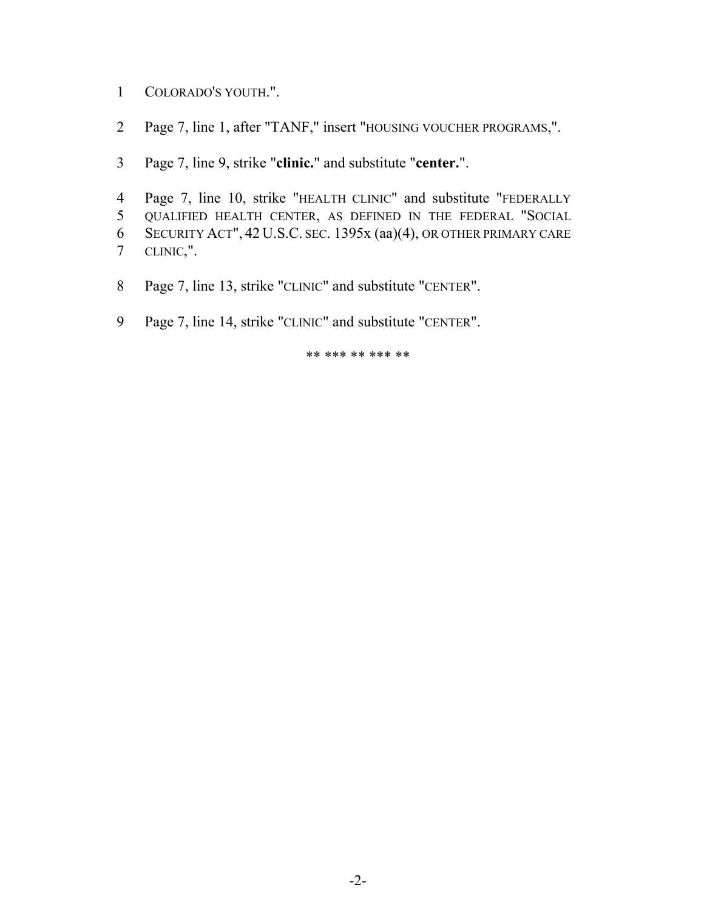1 COLORADO'S YOUTH.".

2 Page 7, line 1, after "TANF," insert "HOUSING VOUCHER PROGRAMS,".

3 Page 7, line 9, strike "**clinic.**" and substitute "**center.**".

4 Page 7, line 10, strike "HEALTH CLINIC" and substitute "FEDERALLY
5 QUALIFIED HEALTH CENTER, AS DEFINED IN THE FEDERAL "SOCIAL
6 SECURITY ACT", 42 U.S.C. SEC. 1395x (aa)(4), OR OTHER PRIMARY CARE
7 CLINIC,".

8 Page 7, line 13, strike "CLINIC" and substitute "CENTER".

9 Page 7, line 14, strike "CLINIC" and substitute "CENTER".

** *** ** *** **